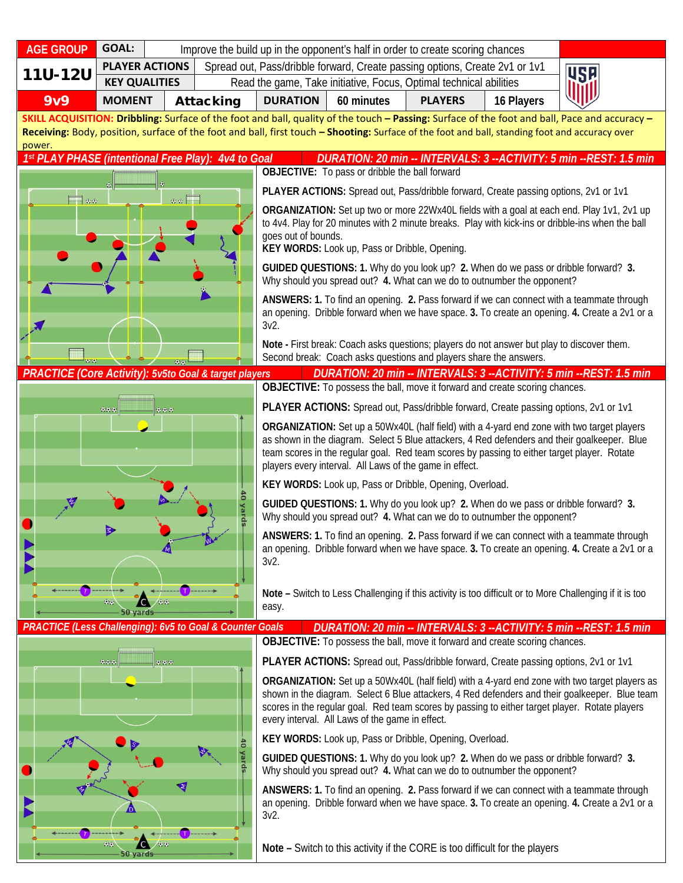| AGE GROUP | GOAL: | Improve the build up in the opponent's half in order to create scoring chances | | | | |
|---|---|---|---|---|---|---|
| 11U-12U | PLAYER ACTIONS | Spread out, Pass/dribble forward, Create passing options, Create 2v1 or 1v1 | | | | |
| | KEY QUALITIES | Read the game, Take initiative, Focus, Optimal technical abilities | | | | |
| 9v9 | MOMENT | Attacking | DURATION | 60 minutes | PLAYERS | 16 Players |

**SKILL ACQUISITION: Dribbling:** Surface of the foot and ball, quality of the touch – **Passing:** Surface of the foot and ball, Pace and accuracy – **Receiving:** Body, position, surface of the foot and ball, first touch – **Shooting:** Surface of the foot and ball, standing foot and accuracy over power.

## 1st PLAY PHASE (intentional Free Play): 4v4 to Goal

**DURATION: 20 min -- INTERVALS: 3 --ACTIVITY: 5 min --REST: 1.5 min**

**OBJECTIVE:** To pass or dribble the ball forward

**PLAYER ACTIONS:** Spread out, Pass/dribble forward, Create passing options, 2v1 or 1v1

**ORGANIZATION:** Set up two or more 22Wx40L fields with a goal at each end. Play 1v1, 2v1 up to 4v4. Play for 20 minutes with 2 minute breaks. Play with kick-ins or dribble-ins when the ball goes out of bounds.

**KEY WORDS:** Look up, Pass or Dribble, Opening.

**GUIDED QUESTIONS: 1.** Why do you look up? **2.** When do we pass or dribble forward? **3.** Why should you spread out? **4.** What can we do to outnumber the opponent?

**ANSWERS: 1.** To find an opening. **2.** Pass forward if we can connect with a teammate through an opening. Dribble forward when we have space. **3.** To create an opening. **4.** Create a 2v1 or a 3v2.

**Note -** First break: Coach asks questions; players do not answer but play to discover them. Second break: Coach asks questions and players share the answers.

## PRACTICE (Core Activity): 5v5to Goal & target players

**DURATION: 20 min -- INTERVALS: 3 --ACTIVITY: 5 min --REST: 1.5 min**

**OBJECTIVE:** To possess the ball, move it forward and create scoring chances.

**PLAYER ACTIONS:** Spread out, Pass/dribble forward, Create passing options, 2v1 or 1v1

**ORGANIZATION:** Set up a 50Wx40L (half field) with a 4-yard end zone with two target players as shown in the diagram. Select 5 Blue attackers, 4 Red defenders and their goalkeeper. Blue team scores in the regular goal. Red team scores by passing to either target player. Rotate players every interval. All Laws of the game in effect.

**KEY WORDS:** Look up, Pass or Dribble, Opening, Overload.

**GUIDED QUESTIONS: 1.** Why do you look up? **2.** When do we pass or dribble forward? **3.** Why should you spread out? **4.** What can we do to outnumber the opponent?

**ANSWERS: 1.** To find an opening. **2.** Pass forward if we can connect with a teammate through an opening. Dribble forward when we have space. **3.** To create an opening. **4.** Create a 2v1 or a 3v2.

**Note –** Switch to Less Challenging if this activity is too difficult or to More Challenging if it is too easy.

## PRACTICE (Less Challenging): 6v5 to Goal & Counter Goals

**DURATION: 20 min -- INTERVALS: 3 --ACTIVITY: 5 min --REST: 1.5 min**

**OBJECTIVE:** To possess the ball, move it forward and create scoring chances.

**PLAYER ACTIONS:** Spread out, Pass/dribble forward, Create passing options, 2v1 or 1v1

**ORGANIZATION:** Set up a 50Wx40L (half field) with a 4-yard end zone with two target players as shown in the diagram. Select 6 Blue attackers, 4 Red defenders and their goalkeeper. Blue team scores in the regular goal. Red team scores by passing to either target player. Rotate players every interval. All Laws of the game in effect.

**KEY WORDS:** Look up, Pass or Dribble, Opening, Overload.

**GUIDED QUESTIONS: 1.** Why do you look up? **2.** When do we pass or dribble forward? **3.** Why should you spread out? **4.** What can we do to outnumber the opponent?

**ANSWERS: 1.** To find an opening. **2.** Pass forward if we can connect with a teammate through an opening. Dribble forward when we have space. **3.** To create an opening. **4.** Create a 2v1 or a 3v2.

**Note –** Switch to this activity if the CORE is too difficult for the players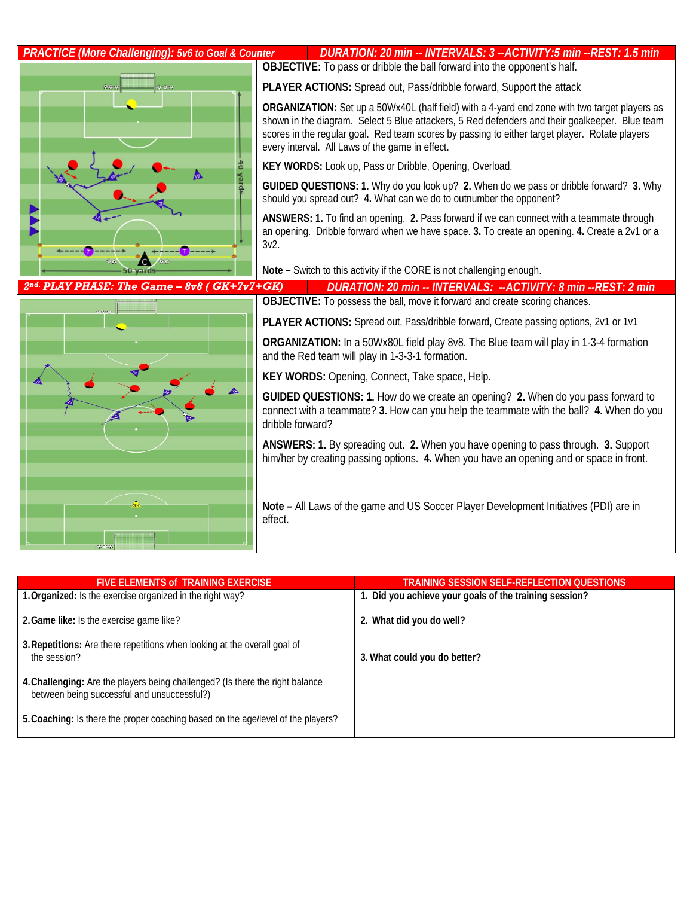## PRACTICE (More Challenging): 5v6 to Goal & Counter

**DURATION: 20 min -- INTERVALS: 3 --ACTIVITY:5 min --REST: 1.5 min**

40 yards

50 yards

**OBJECTIVE:** To pass or dribble the ball forward into the opponent's half.

**PLAYER ACTIONS:** Spread out, Pass/dribble forward, Support the attack

**ORGANIZATION:** Set up a 50Wx40L (half field) with a 4-yard end zone with two target players as shown in the diagram. Select 5 Blue attackers, 5 Red defenders and their goalkeeper. Blue team scores in the regular goal. Red team scores by passing to either target player. Rotate players every interval. All Laws of the game in effect.

**KEY WORDS:** Look up, Pass or Dribble, Opening, Overload.

**GUIDED QUESTIONS: 1.** Why do you look up? **2.** When do we pass or dribble forward? **3.** Why should you spread out? **4.** What can we do to outnumber the opponent?

**ANSWERS: 1.** To find an opening. **2.** Pass forward if we can connect with a teammate through an opening. Dribble forward when we have space. **3.** To create an opening. **4.** Create a 2v1 or a 3v2.

**Note –** Switch to this activity if the CORE is not challenging enough.

## 2nd. PLAY PHASE: The Game – 8v8 ( GK+7v7+GK)

**DURATION: 20 min -- INTERVALS: --ACTIVITY: 8 min --REST: 2 min**

**OBJECTIVE:** To possess the ball, move it forward and create scoring chances.

**PLAYER ACTIONS:** Spread out, Pass/dribble forward, Create passing options, 2v1 or 1v1

**ORGANIZATION:** In a 50Wx80L field play 8v8. The Blue team will play in 1-3-4 formation and the Red team will play in 1-3-3-1 formation.

**KEY WORDS:** Opening, Connect, Take space, Help.

**GUIDED QUESTIONS: 1.** How do we create an opening? **2.** When do you pass forward to connect with a teammate? **3.** How can you help the teammate with the ball? **4.** When do you dribble forward?

**ANSWERS: 1.** By spreading out. **2.** When you have opening to pass through. **3.** Support him/her by creating passing options. **4.** When you have an opening and or space in front.

**Note –** All Laws of the game and US Soccer Player Development Initiatives (PDI) are in effect.

| FIVE ELEMENTS of TRAINING EXERCISE | TRAINING SESSION SELF-REFLECTION QUESTIONS |
|---|---|
| **1. Organized:** Is the exercise organized in the right way? | **1. Did you achieve your goals of the training session?** |
| **2. Game like:** Is the exercise game like? | **2. What did you do well?** |
| **3. Repetitions:** Are there repetitions when looking at the overall goal of the session? | **3. What could you do better?** |
| **4. Challenging:** Are the players being challenged? (Is there the right balance between being successful and unsuccessful?) | |
| **5. Coaching:** Is there the proper coaching based on the age/level of the players? | |